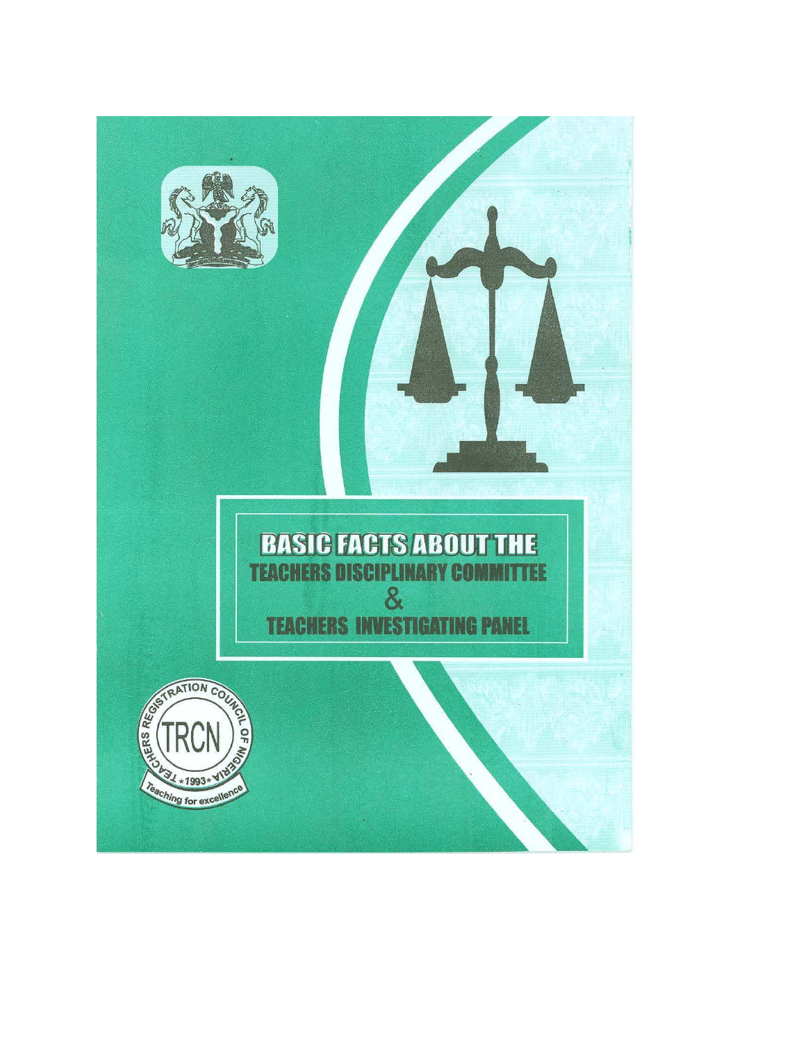# BASIC FACTS ABOUT THE TEACHERS DISCIPLINARY COMMITTEE & TEACHERS INVESTIGATING PANEL

TEACHERS REGISTRATION COUNCIL OF NIGERIA

TRCN

★1993★

Teaching for excellence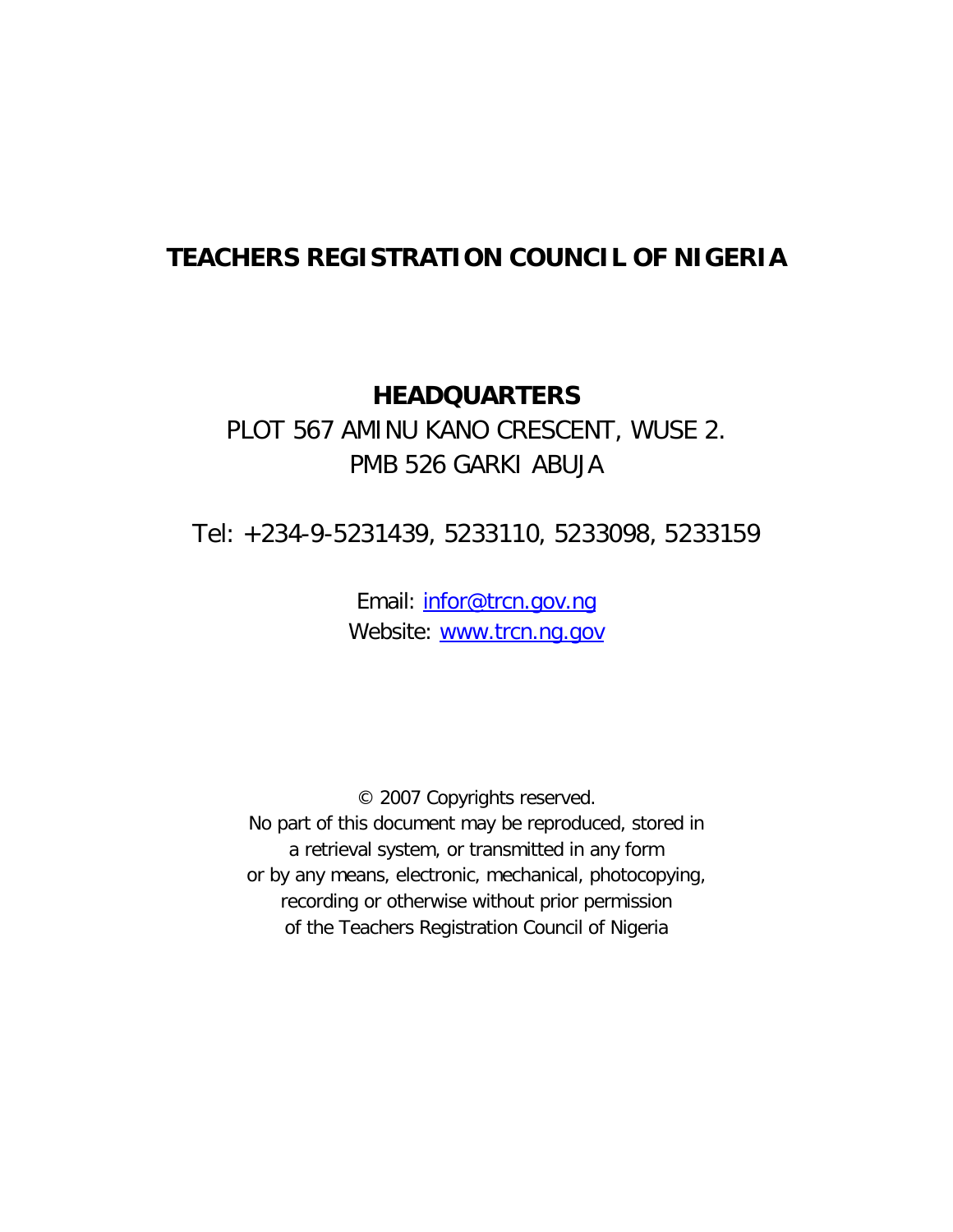# TEACHERS REGISTRATION COUNCIL OF NIGERIA

**HEADQUARTERS**

PLOT 567 AMINU KANO CRESCENT, WUSE 2.
PMB 526 GARKI ABUJA

Tel: +234-9-5231439, 5233110, 5233098, 5233159

Email: infor@trcn.gov.ng
Website: www.trcn.ng.gov

© 2007 Copyrights reserved.
No part of this document may be reproduced, stored in a retrieval system, or transmitted in any form or by any means, electronic, mechanical, photocopying, recording or otherwise without prior permission of the Teachers Registration Council of Nigeria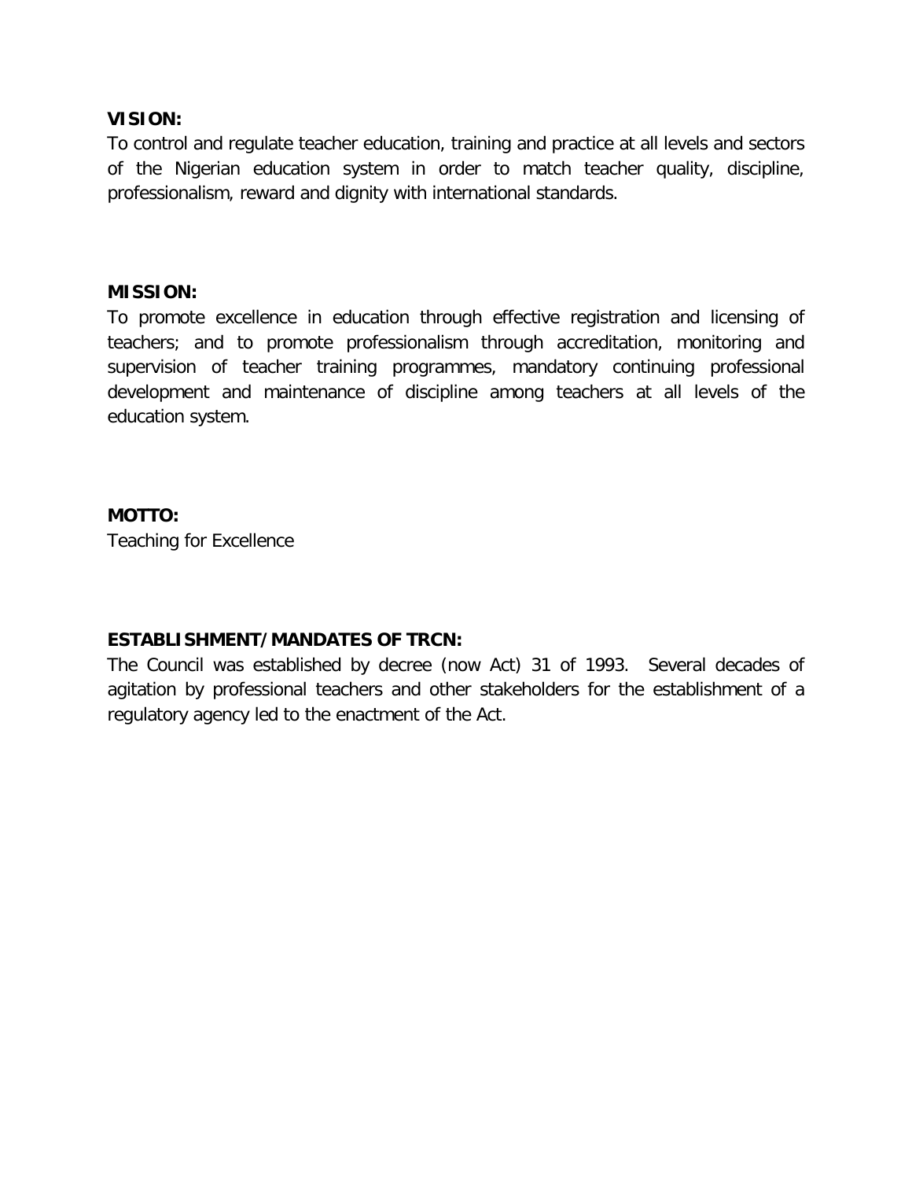**VISION:**

To control and regulate teacher education, training and practice at all levels and sectors of the Nigerian education system in order to match teacher quality, discipline, professionalism, reward and dignity with international standards.

**MISSION:**

To promote excellence in education through effective registration and licensing of teachers; and to promote professionalism through accreditation, monitoring and supervision of teacher training programmes, mandatory continuing professional development and maintenance of discipline among teachers at all levels of the education system.

**MOTTO:**

Teaching for Excellence

**ESTABLISHMENT/MANDATES OF TRCN:**

The Council was established by decree (now Act) 31 of 1993. Several decades of agitation by professional teachers and other stakeholders for the establishment of a regulatory agency led to the enactment of the Act.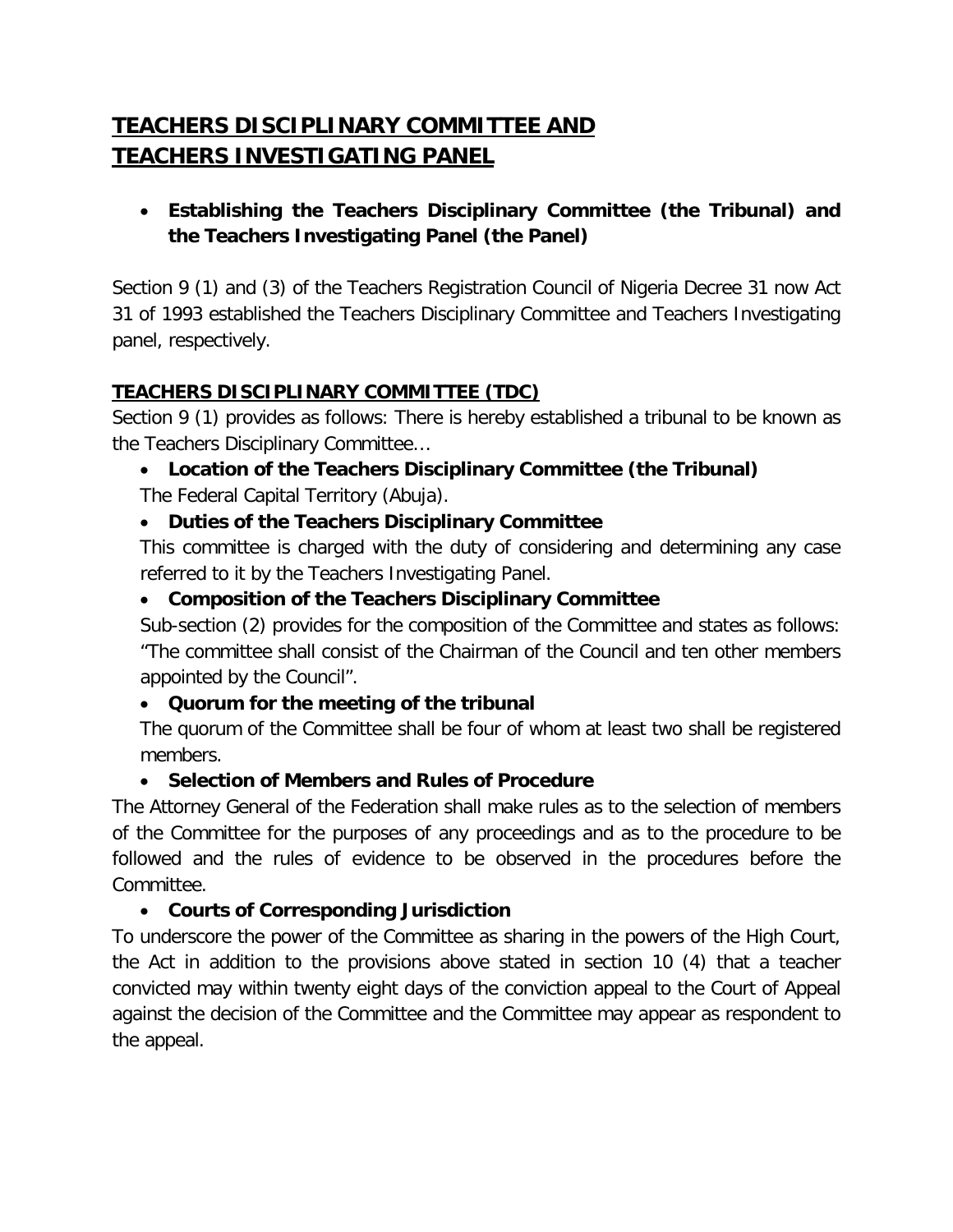# TEACHERS DISCIPLINARY COMMITTEE AND TEACHERS INVESTIGATING PANEL

- **Establishing the Teachers Disciplinary Committee (the Tribunal) and the Teachers Investigating Panel (the Panel)**

Section 9 (1) and (3) of the Teachers Registration Council of Nigeria Decree 31 now Act 31 of 1993 established the Teachers Disciplinary Committee and Teachers Investigating panel, respectively.

## TEACHERS DISCIPLINARY COMMITTEE (TDC)

Section 9 (1) provides as follows: There is hereby established a tribunal to be known as the Teachers Disciplinary Committee…

- **Location of the Teachers Disciplinary Committee (the Tribunal)**
  The Federal Capital Territory (Abuja).
- **Duties of the Teachers Disciplinary Committee**
  This committee is charged with the duty of considering and determining any case referred to it by the Teachers Investigating Panel.
- **Composition of the Teachers Disciplinary Committee**
  Sub-section (2) provides for the composition of the Committee and states as follows: "The committee shall consist of the Chairman of the Council and ten other members appointed by the Council".
- **Quorum for the meeting of the tribunal**
  The quorum of the Committee shall be four of whom at least two shall be registered members.
- **Selection of Members and Rules of Procedure**

The Attorney General of the Federation shall make rules as to the selection of members of the Committee for the purposes of any proceedings and as to the procedure to be followed and the rules of evidence to be observed in the procedures before the Committee.

- **Courts of Corresponding Jurisdiction**

To underscore the power of the Committee as sharing in the powers of the High Court, the Act in addition to the provisions above stated in section 10 (4) that a teacher convicted may within twenty eight days of the conviction appeal to the Court of Appeal against the decision of the Committee and the Committee may appear as respondent to the appeal.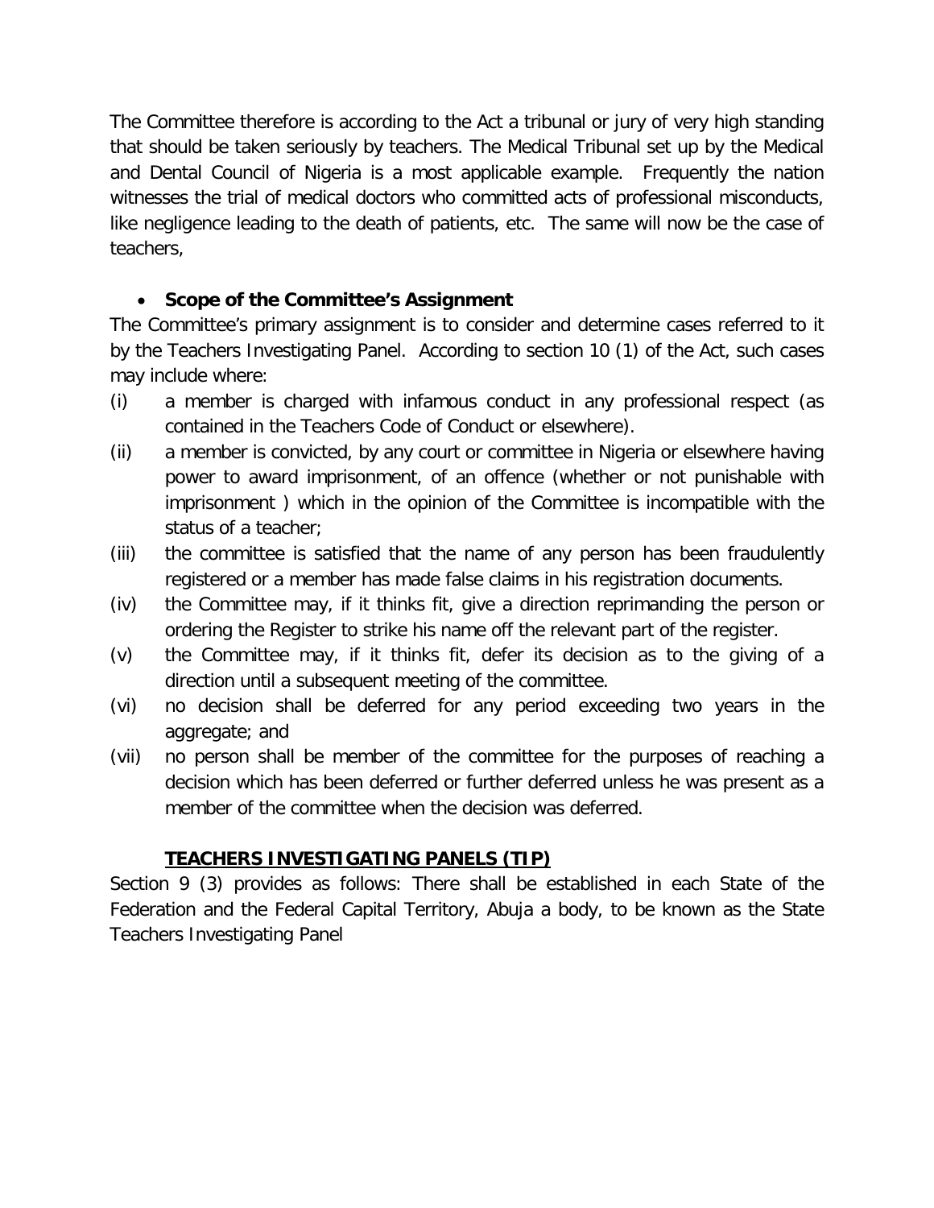The Committee therefore is according to the Act a tribunal or jury of very high standing that should be taken seriously by teachers. The Medical Tribunal set up by the Medical and Dental Council of Nigeria is a most applicable example. Frequently the nation witnesses the trial of medical doctors who committed acts of professional misconducts, like negligence leading to the death of patients, etc. The same will now be the case of teachers,

- **Scope of the Committee's Assignment**

The Committee's primary assignment is to consider and determine cases referred to it by the Teachers Investigating Panel. According to section 10 (1) of the Act, such cases may include where:

(i) a member is charged with infamous conduct in any professional respect (as contained in the Teachers Code of Conduct or elsewhere).

(ii) a member is convicted, by any court or committee in Nigeria or elsewhere having power to award imprisonment, of an offence (whether or not punishable with imprisonment ) which in the opinion of the Committee is incompatible with the status of a teacher;

(iii) the committee is satisfied that the name of any person has been fraudulently registered or a member has made false claims in his registration documents.

(iv) the Committee may, if it thinks fit, give a direction reprimanding the person or ordering the Register to strike his name off the relevant part of the register.

(v) the Committee may, if it thinks fit, defer its decision as to the giving of a direction until a subsequent meeting of the committee.

(vi) no decision shall be deferred for any period exceeding two years in the aggregate; and

(vii) no person shall be member of the committee for the purposes of reaching a decision which has been deferred or further deferred unless he was present as a member of the committee when the decision was deferred.

## TEACHERS INVESTIGATING PANELS (TIP)

Section 9 (3) provides as follows: There shall be established in each State of the Federation and the Federal Capital Territory, Abuja a body, to be known as the State Teachers Investigating Panel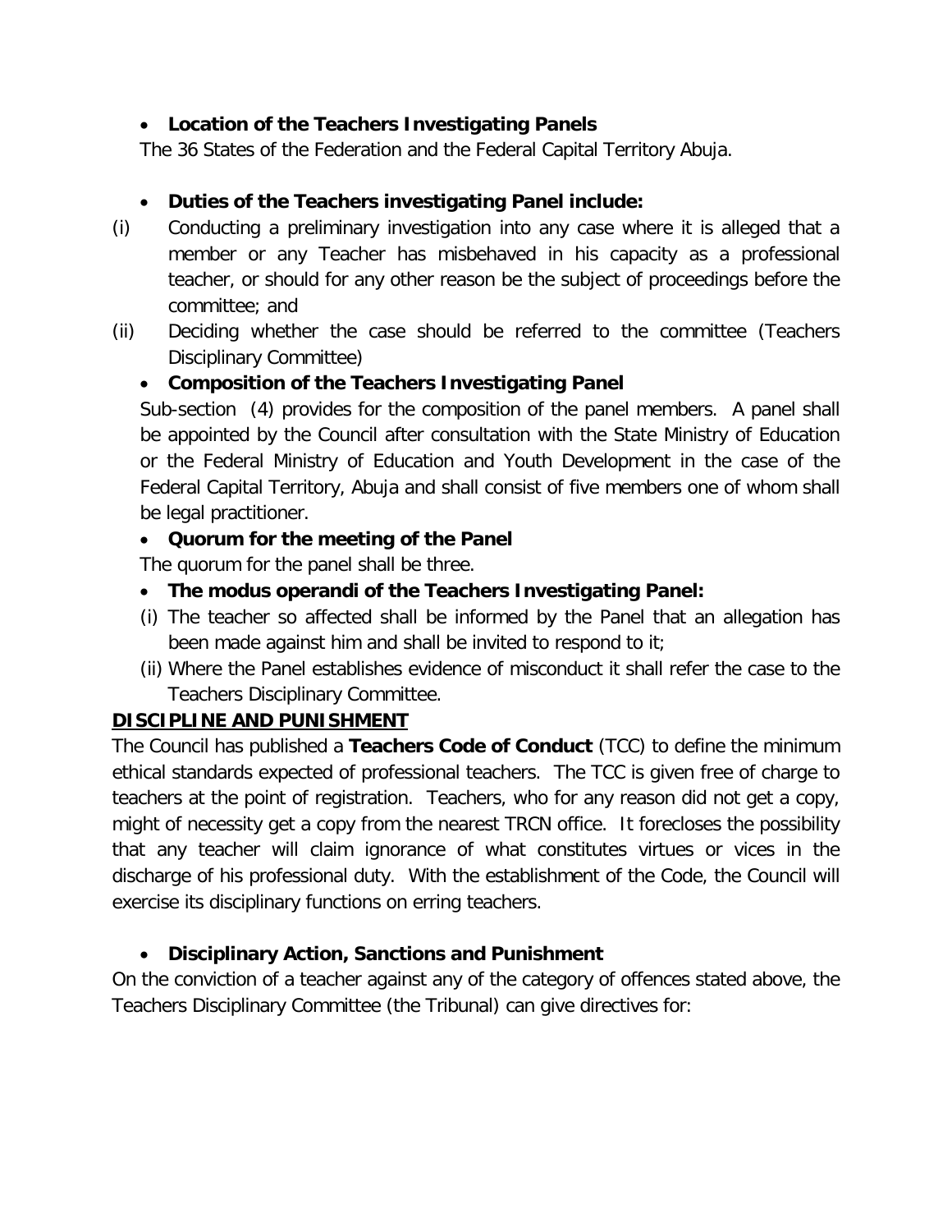- **Location of the Teachers Investigating Panels**

The 36 States of the Federation and the Federal Capital Territory Abuja.

- **Duties of the Teachers investigating Panel include:**

(i) Conducting a preliminary investigation into any case where it is alleged that a member or any Teacher has misbehaved in his capacity as a professional teacher, or should for any other reason be the subject of proceedings before the committee; and

(ii) Deciding whether the case should be referred to the committee (Teachers Disciplinary Committee)

- **Composition of the Teachers Investigating Panel**

Sub-section (4) provides for the composition of the panel members. A panel shall be appointed by the Council after consultation with the State Ministry of Education or the Federal Ministry of Education and Youth Development in the case of the Federal Capital Territory, Abuja and shall consist of five members one of whom shall be legal practitioner.

- **Quorum for the meeting of the Panel**

The quorum for the panel shall be three.

- **The modus operandi of the Teachers Investigating Panel:**

(i) The teacher so affected shall be informed by the Panel that an allegation has been made against him and shall be invited to respond to it;

(ii) Where the Panel establishes evidence of misconduct it shall refer the case to the Teachers Disciplinary Committee.

## DISCIPLINE AND PUNISHMENT

The Council has published a **Teachers Code of Conduct** (TCC) to define the minimum ethical standards expected of professional teachers. The TCC is given free of charge to teachers at the point of registration. Teachers, who for any reason did not get a copy, might of necessity get a copy from the nearest TRCN office. It forecloses the possibility that any teacher will claim ignorance of what constitutes virtues or vices in the discharge of his professional duty. With the establishment of the Code, the Council will exercise its disciplinary functions on erring teachers.

- **Disciplinary Action, Sanctions and Punishment**

On the conviction of a teacher against any of the category of offences stated above, the Teachers Disciplinary Committee (the Tribunal) can give directives for: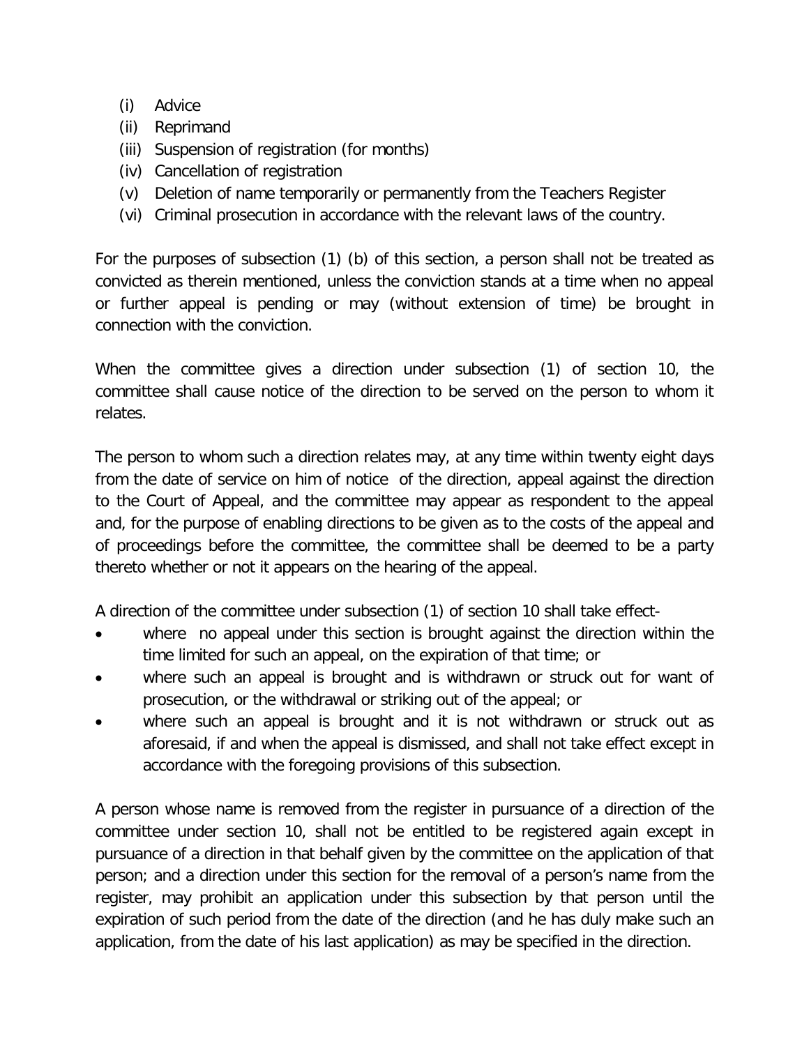(i) Advice
(ii) Reprimand
(iii) Suspension of registration (for months)
(iv) Cancellation of registration
(v) Deletion of name temporarily or permanently from the Teachers Register
(vi) Criminal prosecution in accordance with the relevant laws of the country.

For the purposes of subsection (1) (b) of this section, a person shall not be treated as convicted as therein mentioned, unless the conviction stands at a time when no appeal or further appeal is pending or may (without extension of time) be brought in connection with the conviction.

When the committee gives a direction under subsection (1) of section 10, the committee shall cause notice of the direction to be served on the person to whom it relates.

The person to whom such a direction relates may, at any time within twenty eight days from the date of service on him of notice of the direction, appeal against the direction to the Court of Appeal, and the committee may appear as respondent to the appeal and, for the purpose of enabling directions to be given as to the costs of the appeal and of proceedings before the committee, the committee shall be deemed to be a party thereto whether or not it appears on the hearing of the appeal.

A direction of the committee under subsection (1) of section 10 shall take effect-

- where no appeal under this section is brought against the direction within the time limited for such an appeal, on the expiration of that time; or
- where such an appeal is brought and is withdrawn or struck out for want of prosecution, or the withdrawal or striking out of the appeal; or
- where such an appeal is brought and it is not withdrawn or struck out as aforesaid, if and when the appeal is dismissed, and shall not take effect except in accordance with the foregoing provisions of this subsection.

A person whose name is removed from the register in pursuance of a direction of the committee under section 10, shall not be entitled to be registered again except in pursuance of a direction in that behalf given by the committee on the application of that person; and a direction under this section for the removal of a person's name from the register, may prohibit an application under this subsection by that person until the expiration of such period from the date of the direction (and he has duly make such an application, from the date of his last application) as may be specified in the direction.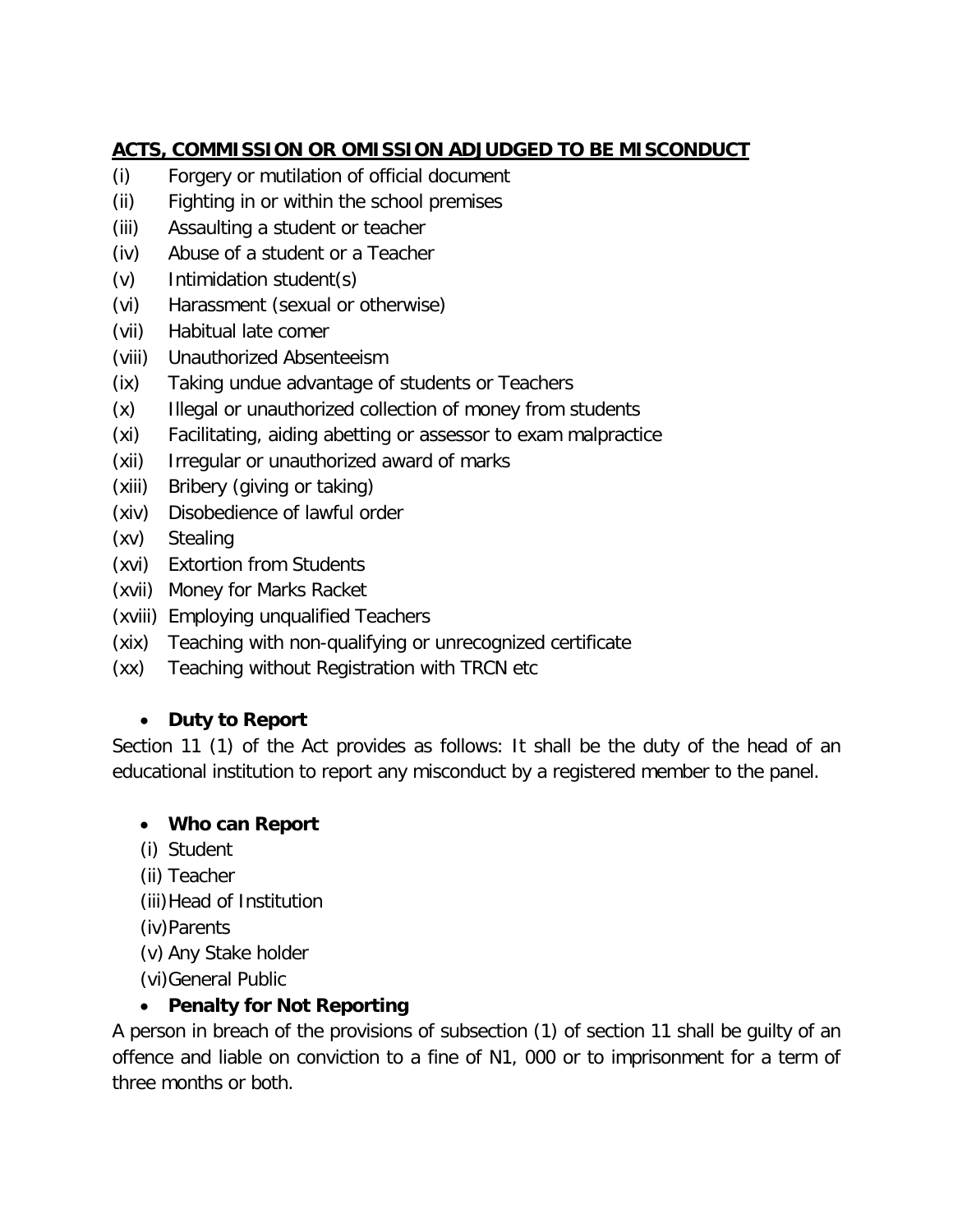## ACTS, COMMISSION OR OMISSION ADJUDGED TO BE MISCONDUCT

(i) Forgery or mutilation of official document
(ii) Fighting in or within the school premises
(iii) Assaulting a student or teacher
(iv) Abuse of a student or a Teacher
(v) Intimidation student(s)
(vi) Harassment (sexual or otherwise)
(vii) Habitual late comer
(viii) Unauthorized Absenteeism
(ix) Taking undue advantage of students or Teachers
(x) Illegal or unauthorized collection of money from students
(xi) Facilitating, aiding abetting or assessor to exam malpractice
(xii) Irregular or unauthorized award of marks
(xiii) Bribery (giving or taking)
(xiv) Disobedience of lawful order
(xv) Stealing
(xvi) Extortion from Students
(xvii) Money for Marks Racket
(xviii) Employing unqualified Teachers
(xix) Teaching with non-qualifying or unrecognized certificate
(xx) Teaching without Registration with TRCN etc

- **Duty to Report**

Section 11 (1) of the Act provides as follows: It shall be the duty of the head of an educational institution to report any misconduct by a registered member to the panel.

- **Who can Report**

(i) Student
(ii) Teacher
(iii) Head of Institution
(iv) Parents
(v) Any Stake holder
(vi) General Public

- **Penalty for Not Reporting**

A person in breach of the provisions of subsection (1) of section 11 shall be guilty of an offence and liable on conviction to a fine of N1, 000 or to imprisonment for a term of three months or both.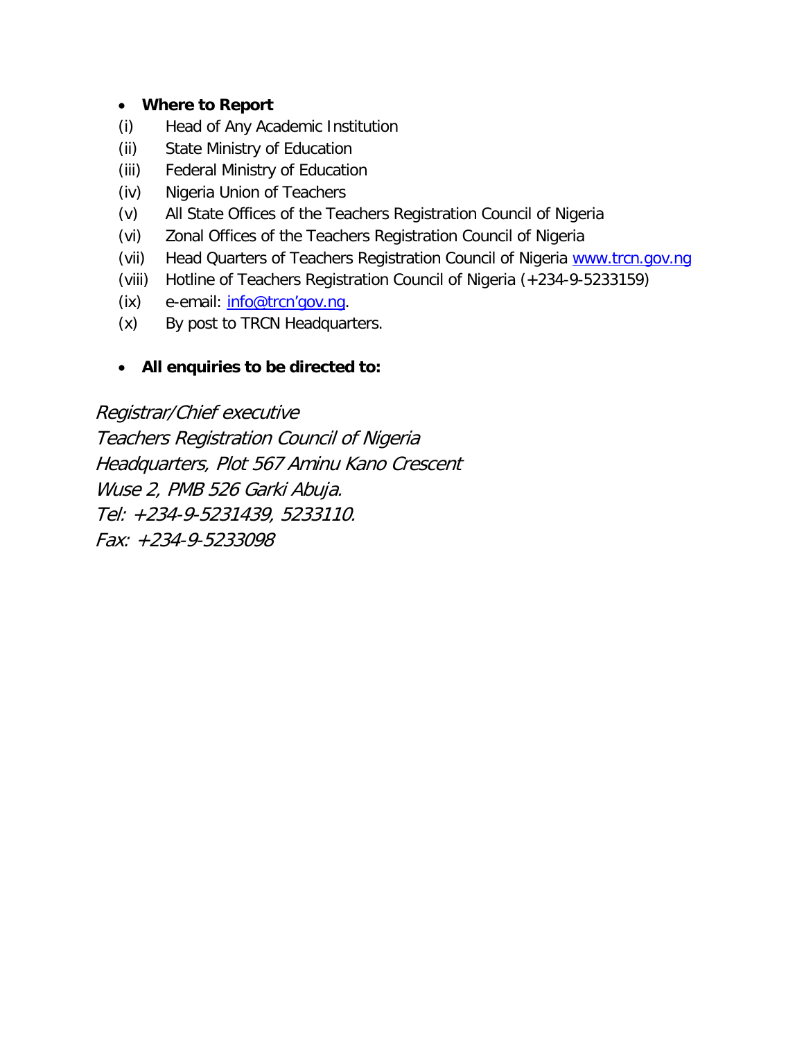- **Where to Report**

(i) Head of Any Academic Institution
(ii) State Ministry of Education
(iii) Federal Ministry of Education
(iv) Nigeria Union of Teachers
(v) All State Offices of the Teachers Registration Council of Nigeria
(vi) Zonal Offices of the Teachers Registration Council of Nigeria
(vii) Head Quarters of Teachers Registration Council of Nigeria www.trcn.gov.ng
(viii) Hotline of Teachers Registration Council of Nigeria (+234-9-5233159)
(ix) e-email: info@trcn'gov.ng.
(x) By post to TRCN Headquarters.

- **All enquiries to be directed to:**

*Registrar/Chief executive*
*Teachers Registration Council of Nigeria*
*Headquarters, Plot 567 Aminu Kano Crescent*
*Wuse 2, PMB 526 Garki Abuja.*
*Tel: +234-9-5231439, 5233110.*
*Fax: +234-9-5233098*